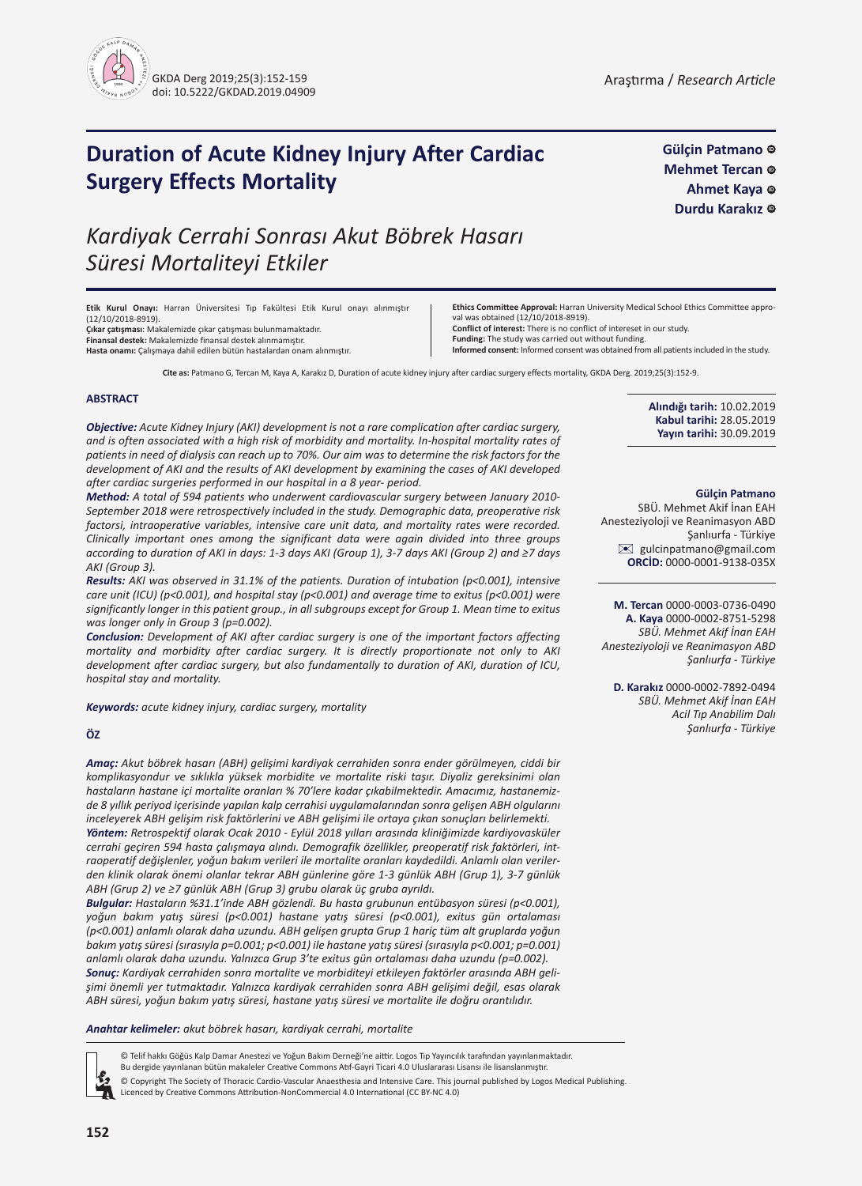Araştırma / *Research Article*

# Duration of Acute Kidney Injury After Cardiac Surgery Effects Mortality

# *Kardiyak Cerrahi Sonrası Akut Böbrek Hasarı Süresi Mortaliteyi Etkiler*

**Gülçin Patmano**
**Mehmet Tercan**
**Ahmet Kaya**
**Durdu Karakız**

**Etik Kurul Onayı:** Harran Üniversitesi Tıp Fakültesi Etik Kurul onayı alınmıştır (12/10/2018-8919).
**Çıkar çatışması**: Makalemizde çıkar çatışması bulunmamaktadır.
**Finansal destek:** Makalemizde finansal destek alınmamıştır.
**Hasta onamı:** Çalışmaya dahil edilen bütün hastalardan onam alınmıştır.

**Ethics Committee Approval:** Harran University Medical School Ethics Committee approval was obtained (12/10/2018-8919).
**Conflict of interest:** There is no conflict of intereset in our study.
**Funding:** The study was carried out without funding.
**Informed consent:** Informed consent was obtained from all patients included in the study.

**Cite as:** Patmano G, Tercan M, Kaya A, Karakız D, Duration of acute kidney injury after cardiac surgery effects mortality, GKDA Derg. 2019;25(3):152-9.

**Alındığı tarih:** 10.02.2019
**Kabul tarihi:** 28.05.2019
**Yayın tarihi:** 30.09.2019

**Gülçin Patmano**
SBÜ. Mehmet Akif İnan EAH
Anesteziyoloji ve Reanimasyon ABD
Şanlıurfa - Türkiye
gulcinpatmano@gmail.com
**ORCİD:** 0000-0001-9138-035X

**M. Tercan** 0000-0003-0736-0490
**A. Kaya** 0000-0002-8751-5298
*SBÜ. Mehmet Akif İnan EAH Anesteziyoloji ve Reanimasyon ABD Şanlıurfa - Türkiye*

**D. Karakız** 0000-0002-7892-0494
*SBÜ. Mehmet Akif İnan EAH Acil Tıp Anabilim Dalı Şanlıurfa - Türkiye*

## ABSTRACT

***Objective:*** *Acute Kidney Injury (AKI) development is not a rare complication after cardiac surgery, and is often associated with a high risk of morbidity and mortality. In-hospital mortality rates of patients in need of dialysis can reach up to 70%. Our aim was to determine the risk factors for the development of AKI and the results of AKI development by examining the cases of AKI developed after cardiac surgeries performed in our hospital in a 8 year- period.*

***Method:*** *A total of 594 patients who underwent cardiovascular surgery between January 2010-September 2018 were retrospectively included in the study. Demographic data, preoperative risk factorsi, intraoperative variables, intensive care unit data, and mortality rates were recorded. Clinically important ones among the significant data were again divided into three groups according to duration of AKI in days: 1-3 days AKI (Group 1), 3-7 days AKI (Group 2) and ≥7 days AKI (Group 3).*

***Results:*** *AKI was observed in 31.1% of the patients. Duration of intubation (p<0.001), intensive care unit (ICU) (p<0.001), and hospital stay (p<0.001) and average time to exitus (p<0.001) were significantly longer in this patient group., in all subgroups except for Group 1. Mean time to exitus was longer only in Group 3 (p=0.002).*

***Conclusion:*** *Development of AKI after cardiac surgery is one of the important factors affecting mortality and morbidity after cardiac surgery. It is directly proportionate not only to AKI development after cardiac surgery, but also fundamentally to duration of AKI, duration of ICU, hospital stay and mortality.*

***Keywords:*** *acute kidney injury, cardiac surgery, mortality*

## ÖZ

***Amaç:*** *Akut böbrek hasarı (ABH) gelişimi kardiyak cerrahiden sonra ender görülmeyen, ciddi bir komplikasyondur ve sıklıkla yüksek morbidite ve mortalite riski taşır. Diyaliz gereksinimi olan hastaların hastane içi mortalite oranları % 70'lere kadar çıkabilmektedir. Amacımız, hastanemizde 8 yıllık periyod içerisinde yapılan kalp cerrahisi uygulamalarından sonra gelişen ABH olgularını inceleyerek ABH gelişim risk faktörlerini ve ABH gelişimi ile ortaya çıkan sonuçları belirlemekti.*

***Yöntem:*** *Retrospektif olarak Ocak 2010 - Eylül 2018 yılları arasında kliniğimizde kardiyovasküler cerrahi geçiren 594 hasta çalışmaya alındı. Demografik özellikler, preoperatif risk faktörleri, intraoperatif değişlenler, yoğun bakım verileri ile mortalite oranları kaydedildi. Anlamlı olan verilerden klinik olarak önemi olanlar tekrar ABH günlerine göre 1-3 günlük ABH (Grup 1), 3-7 günlük ABH (Grup 2) ve ≥7 günlük ABH (Grup 3) grubu olarak üç gruba ayrıldı.*

***Bulgular:*** *Hastaların %31.1'inde ABH gözlendi. Bu hasta grubunun entübasyon süresi (p<0.001), yoğun bakım yatış süresi (p<0.001) hastane yatış süresi (p<0.001), exitus gün ortalaması (p<0.001) anlamlı olarak daha uzundu. ABH gelişen grupta Grup 1 hariç tüm alt gruplarda yoğun bakım yatış süresi (sırasıyla p=0.001; p<0.001) ile hastane yatış süresi (sırasıyla p<0.001; p=0.001) anlamlı olarak daha uzundu. Yalnızca Grup 3'te exitus gün ortalaması daha uzundu (p=0.002).*

***Sonuç:*** *Kardiyak cerrahiden sonra mortalite ve morbiditeyi etkileyen faktörler arasında ABH gelişimi önemli yer tutmaktadır. Yalnızca kardiyak cerrahiden sonra ABH gelişimi değil, esas olarak ABH süresi, yoğun bakım yatış süresi, hastane yatış süresi ve mortalite ile doğru orantılıdır.*

***Anahtar kelimeler:*** *akut böbrek hasarı, kardiyak cerrahi, mortalite*

© Telif hakkı Göğüs Kalp Damar Anestezi ve Yoğun Bakım Derneği'ne aittir. Logos Tıp Yayıncılık tarafından yayınlanmaktadır.
Bu dergide yayınlanan bütün makaleler Creative Commons Atıf-Gayri Ticari 4.0 Uluslararası Lisansı ile lisanslanmıştır.
© Copyright The Society of Thoracic Cardio-Vascular Anaesthesia and Intensive Care. This journal published by Logos Medical Publishing.
Licenced by Creative Commons Attribution-NonCommercial 4.0 International (CC BY-NC 4.0)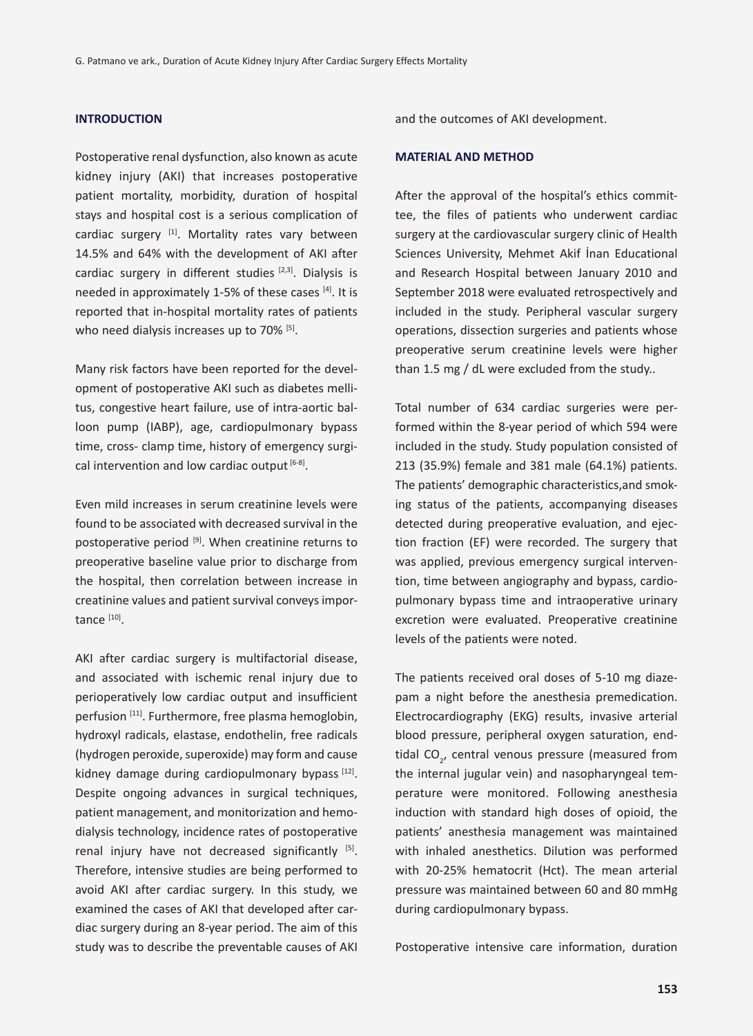## INTRODUCTION

Postoperative renal dysfunction, also known as acute kidney injury (AKI) that increases postoperative patient mortality, morbidity, duration of hospital stays and hospital cost is a serious complication of cardiac surgery [1]. Mortality rates vary between 14.5% and 64% with the development of AKI after cardiac surgery in different studies [2,3]. Dialysis is needed in approximately 1-5% of these cases [4]. It is reported that in-hospital mortality rates of patients who need dialysis increases up to 70% [5].

Many risk factors have been reported for the development of postoperative AKI such as diabetes mellitus, congestive heart failure, use of intra-aortic balloon pump (IABP), age, cardiopulmonary bypass time, cross- clamp time, history of emergency surgical intervention and low cardiac output [6-8].

Even mild increases in serum creatinine levels were found to be associated with decreased survival in the postoperative period [9]. When creatinine returns to preoperative baseline value prior to discharge from the hospital, then correlation between increase in creatinine values and patient survival conveys importance [10].

AKI after cardiac surgery is multifactorial disease, and associated with ischemic renal injury due to perioperatively low cardiac output and insufficient perfusion [11]. Furthermore, free plasma hemoglobin, hydroxyl radicals, elastase, endothelin, free radicals (hydrogen peroxide, superoxide) may form and cause kidney damage during cardiopulmonary bypass [12]. Despite ongoing advances in surgical techniques, patient management, and monitorization and hemodialysis technology, incidence rates of postoperative renal injury have not decreased significantly [5]. Therefore, intensive studies are being performed to avoid AKI after cardiac surgery. In this study, we examined the cases of AKI that developed after cardiac surgery during an 8-year period. The aim of this study was to describe the preventable causes of AKI and the outcomes of AKI development.

## MATERIAL AND METHOD

After the approval of the hospital's ethics committee, the files of patients who underwent cardiac surgery at the cardiovascular surgery clinic of Health Sciences University, Mehmet Akif İnan Educational and Research Hospital between January 2010 and September 2018 were evaluated retrospectively and included in the study. Peripheral vascular surgery operations, dissection surgeries and patients whose preoperative serum creatinine levels were higher than 1.5 mg / dL were excluded from the study..

Total number of 634 cardiac surgeries were performed within the 8-year period of which 594 were included in the study. Study population consisted of 213 (35.9%) female and 381 male (64.1%) patients. The patients' demographic characteristics,and smoking status of the patients, accompanying diseases detected during preoperative evaluation, and ejection fraction (EF) were recorded. The surgery that was applied, previous emergency surgical intervention, time between angiography and bypass, cardiopulmonary bypass time and intraoperative urinary excretion were evaluated. Preoperative creatinine levels of the patients were noted.

The patients received oral doses of 5-10 mg diazepam a night before the anesthesia premedication. Electrocardiography (EKG) results, invasive arterial blood pressure, peripheral oxygen saturation, end-tidal $CO_2$, central venous pressure (measured from the internal jugular vein) and nasopharyngeal temperature were monitored. Following anesthesia induction with standard high doses of opioid, the patients' anesthesia management was maintained with inhaled anesthetics. Dilution was performed with 20-25% hematocrit (Hct). The mean arterial pressure was maintained between 60 and 80 mmHg during cardiopulmonary bypass.

Postoperative intensive care information, duration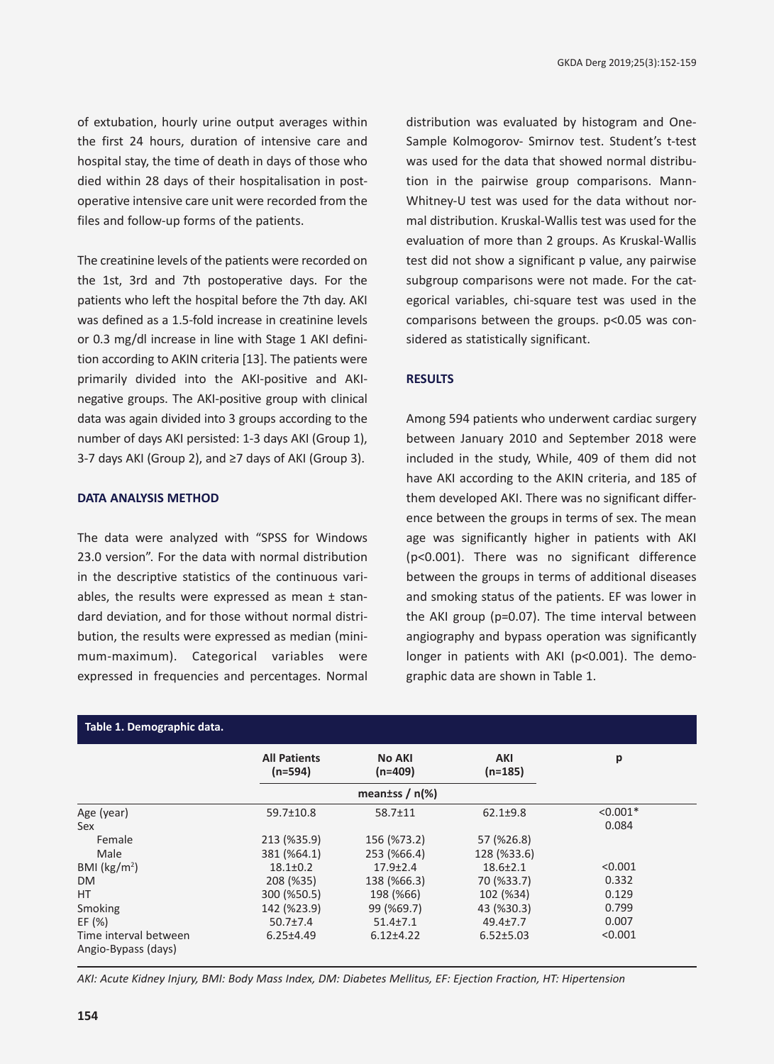of extubation, hourly urine output averages within the first 24 hours, duration of intensive care and hospital stay, the time of death in days of those who died within 28 days of their hospitalisation in postoperative intensive care unit were recorded from the files and follow-up forms of the patients.

The creatinine levels of the patients were recorded on the 1st, 3rd and 7th postoperative days. For the patients who left the hospital before the 7th day. AKI was defined as a 1.5-fold increase in creatinine levels or 0.3 mg/dl increase in line with Stage 1 AKI definition according to AKIN criteria [13]. The patients were primarily divided into the AKI-positive and AKI-negative groups. The AKI-positive group with clinical data was again divided into 3 groups according to the number of days AKI persisted: 1-3 days AKI (Group 1), 3-7 days AKI (Group 2), and ≥7 days of AKI (Group 3).

## DATA ANALYSIS METHOD

The data were analyzed with "SPSS for Windows 23.0 version". For the data with normal distribution in the descriptive statistics of the continuous variables, the results were expressed as mean ± standard deviation, and for those without normal distribution, the results were expressed as median (minimum-maximum). Categorical variables were expressed in frequencies and percentages. Normal distribution was evaluated by histogram and One-Sample Kolmogorov- Smirnov test. Student's t-test was used for the data that showed normal distribution in the pairwise group comparisons. Mann-Whitney-U test was used for the data without normal distribution. Kruskal-Wallis test was used for the evaluation of more than 2 groups. As Kruskal-Wallis test did not show a significant p value, any pairwise subgroup comparisons were not made. For the categorical variables, chi-square test was used in the comparisons between the groups. p<0.05 was considered as statistically significant.

## RESULTS

Among 594 patients who underwent cardiac surgery between January 2010 and September 2018 were included in the study, While, 409 of them did not have AKI according to the AKIN criteria, and 185 of them developed AKI. There was no significant difference between the groups in terms of sex. The mean age was significantly higher in patients with AKI (p<0.001). There was no significant difference between the groups in terms of additional diseases and smoking status of the patients. EF was lower in the AKI group (p=0.07). The time interval between angiography and bypass operation was significantly longer in patients with AKI (p<0.001). The demographic data are shown in Table 1.

**Table 1. Demographic data.**

| | All Patients (n=594) | No AKI (n=409) | AKI (n=185) | p |
|---|---|---|---|---|
| | mean±ss / n(%) | | | |
| Age (year) | 59.7±10.8 | 58.7±11 | 62.1±9.8 | <0.001* |
| Sex | | | | 0.084 |
| Female | 213 (%35.9) | 156 (%73.2) | 57 (%26.8) | |
| Male | 381 (%64.1) | 253 (%66.4) | 128 (%33.6) | |
| BMI (kg/m²) | 18.1±0.2 | 17.9±2.4 | 18.6±2.1 | <0.001 |
| DM | 208 (%35) | 138 (%66.3) | 70 (%33.7) | 0.332 |
| HT | 300 (%50.5) | 198 (%66) | 102 (%34) | 0.129 |
| Smoking | 142 (%23.9) | 99 (%69.7) | 43 (%30.3) | 0.799 |
| EF (%) | 50.7±7.4 | 51.4±7.1 | 49.4±7.7 | 0.007 |
| Time interval between Angio-Bypass (days) | 6.25±4.49 | 6.12±4.22 | 6.52±5.03 | <0.001 |

*AKI: Acute Kidney Injury, BMI: Body Mass Index, DM: Diabetes Mellitus, EF: Ejection Fraction, HT: Hipertension*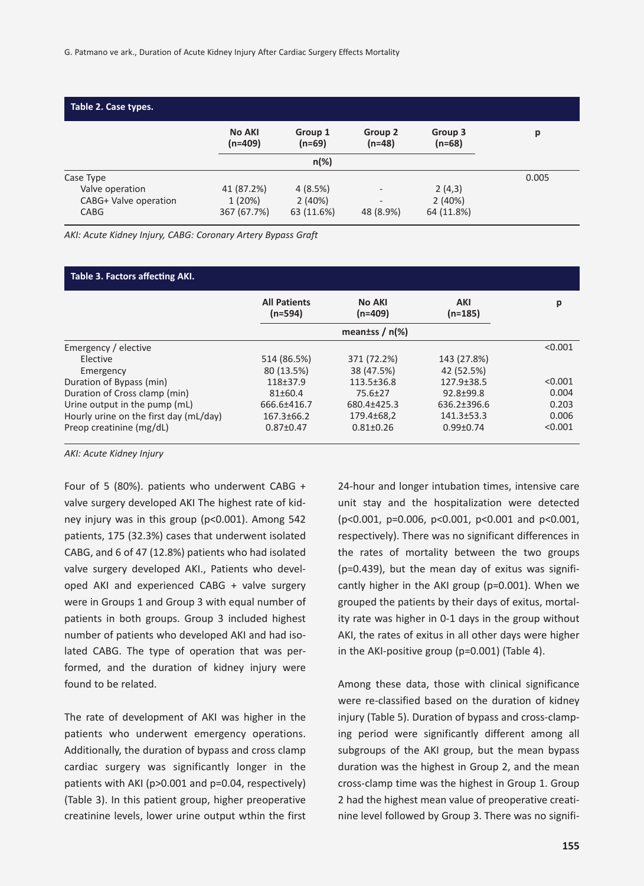**Table 2. Case types.**

| | No AKI (n=409) | Group 1 (n=69) | Group 2 (n=48) | Group 3 (n=68) | p |
|---|---|---|---|---|---|
| | n(%) | | | | |
| Case Type | | | | | 0.005 |
| Valve operation | 41 (87.2%) | 4 (8.5%) | - | 2 (4,3) | |
| CABG+ Valve operation | 1 (20%) | 2 (40%) | - | 2 (40%) | |
| CABG | 367 (67.7%) | 63 (11.6%) | 48 (8.9%) | 64 (11.8%) | |

*AKI: Acute Kidney Injury, CABG: Coronary Artery Bypass Graft*

**Table 3. Factors affecting AKI.**

| | All Patients (n=594) | No AKI (n=409) | AKI (n=185) | p |
|---|---|---|---|---|
| | mean±ss / n(%) | | | |
| Emergency / elective | | | | <0.001 |
| Elective | 514 (86.5%) | 371 (72.2%) | 143 (27.8%) | |
| Emergency | 80 (13.5%) | 38 (47.5%) | 42 (52.5%) | |
| Duration of Bypass (min) | 118±37.9 | 113.5±36.8 | 127.9±38.5 | <0.001 |
| Duration of Cross clamp (min) | 81±60.4 | 75.6±27 | 92.8±99.8 | 0.004 |
| Urine output in the pump (mL) | 666.6±416.7 | 680.4±425.3 | 636.2±396.6 | 0.203 |
| Hourly urine on the first day (mL/day) | 167.3±66.2 | 179.4±68,2 | 141.3±53.3 | 0.006 |
| Preop creatinine (mg/dL) | 0.87±0.47 | 0.81±0.26 | 0.99±0.74 | <0.001 |

*AKI: Acute Kidney Injury*

Four of 5 (80%). patients who underwent CABG + valve surgery developed AKI The highest rate of kidney injury was in this group (p<0.001). Among 542 patients, 175 (32.3%) cases that underwent isolated CABG, and 6 of 47 (12.8%) patients who had isolated valve surgery developed AKI., Patients who developed AKI and experienced CABG + valve surgery were in Groups 1 and Group 3 with equal number of patients in both groups. Group 3 included highest number of patients who developed AKI and had isolated CABG. The type of operation that was performed, and the duration of kidney injury were found to be related.

The rate of development of AKI was higher in the patients who underwent emergency operations. Additionally, the duration of bypass and cross clamp cardiac surgery was significantly longer in the patients with AKI (p>0.001 and p=0.04, respectively) (Table 3). In this patient group, higher preoperative creatinine levels, lower urine output wthin the first 24-hour and longer intubation times, intensive care unit stay and the hospitalization were detected (p<0.001, p=0.006, p<0.001, p<0.001 and p<0.001, respectively). There was no significant differences in the rates of mortality between the two groups (p=0.439), but the mean day of exitus was significantly higher in the AKI group (p=0.001). When we grouped the patients by their days of exitus, mortality rate was higher in 0-1 days in the group without AKI, the rates of exitus in all other days were higher in the AKI-positive group (p=0.001) (Table 4).

Among these data, those with clinical significance were re-classified based on the duration of kidney injury (Table 5). Duration of bypass and cross-clamping period were significantly different among all subgroups of the AKI group, but the mean bypass duration was the highest in Group 2, and the mean cross-clamp time was the highest in Group 1. Group 2 had the highest mean value of preoperative creatinine level followed by Group 3. There was no signifi-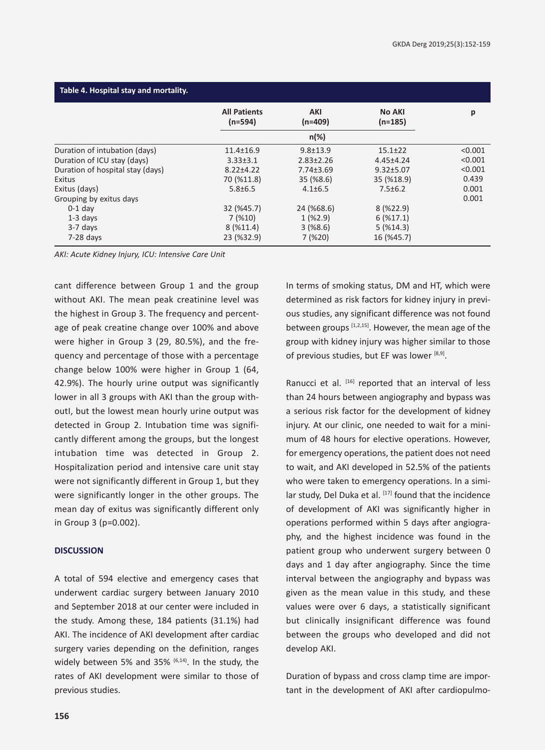**Table 4. Hospital stay and mortality.**

| | All Patients (n=594) | AKI (n=409) | No AKI (n=185) | p |
|---|---|---|---|---|
| | | n(%) | | |
| Duration of intubation (days) | 11.4±16.9 | 9.8±13.9 | 15.1±22 | <0.001 |
| Duration of ICU stay (days) | 3.33±3.1 | 2.83±2.26 | 4.45±4.24 | <0.001 |
| Duration of hospital stay (days) | 8.22±4.22 | 7.74±3.69 | 9.32±5.07 | <0.001 |
| Exitus | 70 (%11.8) | 35 (%8.6) | 35 (%18.9) | 0.439 |
| Exitus (days) | 5.8±6.5 | 4.1±6.5 | 7.5±6.2 | 0.001 |
| Grouping by exitus days | | | | 0.001 |
| 0-1 day | 32 (%45.7) | 24 (%68.6) | 8 (%22.9) | |
| 1-3 days | 7 (%10) | 1 (%2.9) | 6 (%17.1) | |
| 3-7 days | 8 (%11.4) | 3 (%8.6) | 5 (%14.3) | |
| 7-28 days | 23 (%32.9) | 7 (%20) | 16 (%45.7) | |

*AKI: Acute Kidney Injury, ICU: Intensive Care Unit*

cant difference between Group 1 and the group without AKI. The mean peak creatinine level was the highest in Group 3. The frequency and percentage of peak creatine change over 100% and above were higher in Group 3 (29, 80.5%), and the frequency and percentage of those with a percentage change below 100% were higher in Group 1 (64, 42.9%). The hourly urine output was significantly lower in all 3 groups with AKI than the group withoutI, but the lowest mean hourly urine output was detected in Group 2. Intubation time was significantly different among the groups, but the longest intubation time was detected in Group 2. Hospitalization period and intensive care unit stay were not significantly different in Group 1, but they were significantly longer in the other groups. The mean day of exitus was significantly different only in Group 3 (p=0.002).

## DISCUSSION

A total of 594 elective and emergency cases that underwent cardiac surgery between January 2010 and September 2018 at our center were included in the study. Among these, 184 patients (31.1%) had AKI. The incidence of AKI development after cardiac surgery varies depending on the definition, ranges widely between 5% and 35% [6,14]. In the study, the rates of AKI development were similar to those of previous studies.

In terms of smoking status, DM and HT, which were determined as risk factors for kidney injury in previous studies, any significant difference was not found between groups [1,2,15]. However, the mean age of the group with kidney injury was higher similar to those of previous studies, but EF was lower [8,9].

Ranucci et al. [16] reported that an interval of less than 24 hours between angiography and bypass was a serious risk factor for the development of kidney injury. At our clinic, one needed to wait for a minimum of 48 hours for elective operations. However, for emergency operations, the patient does not need to wait, and AKI developed in 52.5% of the patients who were taken to emergency operations. In a similar study, Del Duka et al. [17] found that the incidence of development of AKI was significantly higher in operations performed within 5 days after angiography, and the highest incidence was found in the patient group who underwent surgery between 0 days and 1 day after angiography. Since the time interval between the angiography and bypass was given as the mean value in this study, and these values were over 6 days, a statistically significant but clinically insignificant difference was found between the groups who developed and did not develop AKI.

Duration of bypass and cross clamp time are important in the development of AKI after cardiopulmo-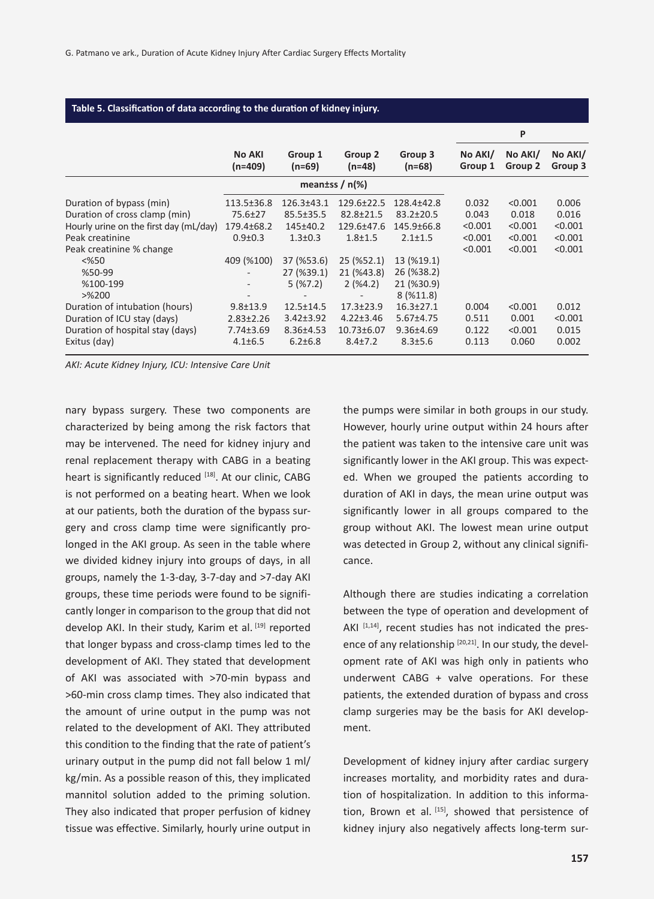**Table 5. Classification of data according to the duration of kidney injury.**

| | No AKI (n=409) | Group 1 (n=69) | Group 2 (n=48) | Group 3 (n=68) | P No AKI/ Group 1 | P No AKI/ Group 2 | P No AKI/ Group 3 |
|---|---|---|---|---|---|---|---|
| | mean±ss / n(%) | | | | | | |
| Duration of bypass (min) | 113.5±36.8 | 126.3±43.1 | 129.6±22.5 | 128.4±42.8 | 0.032 | <0.001 | 0.006 |
| Duration of cross clamp (min) | 75.6±27 | 85.5±35.5 | 82.8±21.5 | 83.2±20.5 | 0.043 | 0.018 | 0.016 |
| Hourly urine on the first day (mL/day) | 179.4±68.2 | 145±40.2 | 129.6±47.6 | 145.9±66.8 | <0.001 | <0.001 | <0.001 |
| Peak creatinine | 0.9±0.3 | 1.3±0.3 | 1.8±1.5 | 2.1±1.5 | <0.001 | <0.001 | <0.001 |
| Peak creatinine % change | | | | | <0.001 | <0.001 | <0.001 |
| <%50 | 409 (%100) | 37 (%53.6) | 25 (%52.1) | 13 (%19.1) | | | |
| %50-99 | - | 27 (%39.1) | 21 (%43.8) | 26 (%38.2) | | | |
| %100-199 | - | 5 (%7.2) | 2 (%4.2) | 21 (%30.9) | | | |
| >%200 | - | - | - | 8 (%11.8) | | | |
| Duration of intubation (hours) | 9.8±13.9 | 12.5±14.5 | 17.3±23.9 | 16.3±27.1 | 0.004 | <0.001 | 0.012 |
| Duration of ICU stay (days) | 2.83±2.26 | 3.42±3.92 | 4.22±3.46 | 5.67±4.75 | 0.511 | 0.001 | <0.001 |
| Duration of hospital stay (days) | 7.74±3.69 | 8.36±4.53 | 10.73±6.07 | 9.36±4.69 | 0.122 | <0.001 | 0.015 |
| Exitus (day) | 4.1±6.5 | 6.2±6.8 | 8.4±7.2 | 8.3±5.6 | 0.113 | 0.060 | 0.002 |

*AKI: Acute Kidney Injury, ICU: Intensive Care Unit*

nary bypass surgery. These two components are characterized by being among the risk factors that may be intervened. The need for kidney injury and renal replacement therapy with CABG in a beating heart is significantly reduced [18]. At our clinic, CABG is not performed on a beating heart. When we look at our patients, both the duration of the bypass surgery and cross clamp time were significantly prolonged in the AKI group. As seen in the table where we divided kidney injury into groups of days, in all groups, namely the 1-3-day, 3-7-day and >7-day AKI groups, these time periods were found to be significantly longer in comparison to the group that did not develop AKI. In their study, Karim et al. [19] reported that longer bypass and cross-clamp times led to the development of AKI. They stated that development of AKI was associated with >70-min bypass and >60-min cross clamp times. They also indicated that the amount of urine output in the pump was not related to the development of AKI. They attributed this condition to the finding that the rate of patient's urinary output in the pump did not fall below 1 ml/kg/min. As a possible reason of this, they implicated mannitol solution added to the priming solution. They also indicated that proper perfusion of kidney tissue was effective. Similarly, hourly urine output in the pumps were similar in both groups in our study. However, hourly urine output within 24 hours after the patient was taken to the intensive care unit was significantly lower in the AKI group. This was expected. When we grouped the patients according to duration of AKI in days, the mean urine output was significantly lower in all groups compared to the group without AKI. The lowest mean urine output was detected in Group 2, without any clinical significance.

Although there are studies indicating a correlation between the type of operation and development of AKI [1,14], recent studies has not indicated the presence of any relationship [20,21]. In our study, the development rate of AKI was high only in patients who underwent CABG + valve operations. For these patients, the extended duration of bypass and cross clamp surgeries may be the basis for AKI development.

Development of kidney injury after cardiac surgery increases mortality, and morbidity rates and duration of hospitalization. In addition to this information, Brown et al. [15], showed that persistence of kidney injury also negatively affects long-term sur-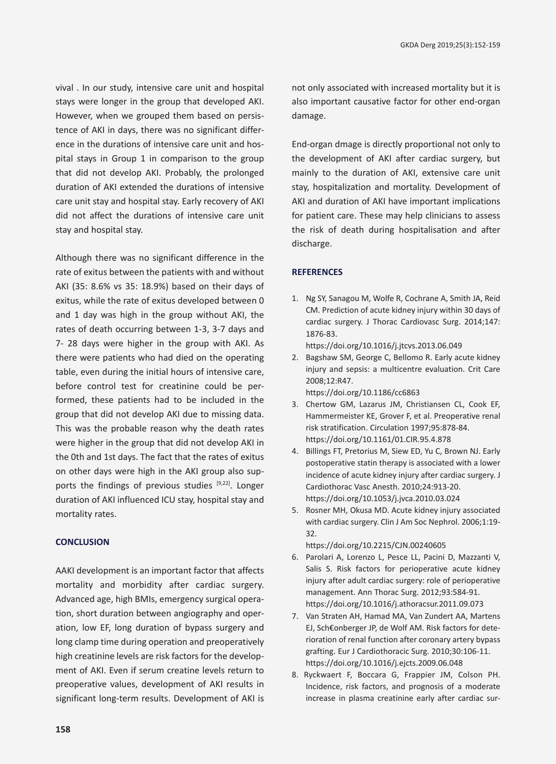vival . In our study, intensive care unit and hospital stays were longer in the group that developed AKI. However, when we grouped them based on persistence of AKI in days, there was no significant difference in the durations of intensive care unit and hospital stays in Group 1 in comparison to the group that did not develop AKI. Probably, the prolonged duration of AKI extended the durations of intensive care unit stay and hospital stay. Early recovery of AKI did not affect the durations of intensive care unit stay and hospital stay.

Although there was no significant difference in the rate of exitus between the patients with and without AKI (35: 8.6% vs 35: 18.9%) based on their days of exitus, while the rate of exitus developed between 0 and 1 day was high in the group without AKI, the rates of death occurring between 1-3, 3-7 days and 7- 28 days were higher in the group with AKI. As there were patients who had died on the operating table, even during the initial hours of intensive care, before control test for creatinine could be performed, these patients had to be included in the group that did not develop AKI due to missing data. This was the probable reason why the death rates were higher in the group that did not develop AKI in the 0th and 1st days. The fact that the rates of exitus on other days were high in the AKI group also supports the findings of previous studies [9,22]. Longer duration of AKI influenced ICU stay, hospital stay and mortality rates.

## CONCLUSION

AAKI development is an important factor that affects mortality and morbidity after cardiac surgery. Advanced age, high BMIs, emergency surgical operation, short duration between angiography and operation, low EF, long duration of bypass surgery and long clamp time during operation and preoperatively high creatinine levels are risk factors for the development of AKI. Even if serum creatine levels return to preoperative values, development of AKI results in significant long-term results. Development of AKI is not only associated with increased mortality but it is also important causative factor for other end-organ damage.

End-organ dmage is directly proportional not only to the development of AKI after cardiac surgery, but mainly to the duration of AKI, extensive care unit stay, hospitalization and mortality. Development of AKI and duration of AKI have important implications for patient care. These may help clinicians to assess the risk of death during hospitalisation and after discharge.

## REFERENCES

1. Ng SY, Sanagou M, Wolfe R, Cochrane A, Smith JA, Reid CM. Prediction of acute kidney injury within 30 days of cardiac surgery. J Thorac Cardiovasc Surg. 2014;147: 1876-83. https://doi.org/10.1016/j.jtcvs.2013.06.049
2. Bagshaw SM, George C, Bellomo R. Early acute kidney injury and sepsis: a multicentre evaluation. Crit Care 2008;12:R47. https://doi.org/10.1186/cc6863
3. Chertow GM, Lazarus JM, Christiansen CL, Cook EF, Hammermeister KE, Grover F, et al. Preoperative renal risk stratification. Circulation 1997;95:878-84. https://doi.org/10.1161/01.CIR.95.4.878
4. Billings FT, Pretorius M, Siew ED, Yu C, Brown NJ. Early postoperative statin therapy is associated with a lower incidence of acute kidney injury after cardiac surgery. J Cardiothorac Vasc Anesth. 2010;24:913-20. https://doi.org/10.1053/j.jvca.2010.03.024
5. Rosner MH, Okusa MD. Acute kidney injury associated with cardiac surgery. Clin J Am Soc Nephrol. 2006;1:19-32. https://doi.org/10.2215/CJN.00240605
6. Parolari A, Lorenzo L, Pesce LL, Pacini D, Mazzanti V, Salis S. Risk factors for perioperative acute kidney injury after adult cardiac surgery: role of perioperative management. Ann Thorac Surg. 2012;93:584-91. https://doi.org/10.1016/j.athoracsur.2011.09.073
7. Van Straten AH, Hamad MA, Van Zundert AA, Martens EJ, Sch€onberger JP, de Wolf AM. Risk factors for deterioration of renal function after coronary artery bypass grafting. Eur J Cardiothoracic Surg. 2010;30:106-11. https://doi.org/10.1016/j.ejcts.2009.06.048
8. Ryckwaert F, Boccara G, Frappier JM, Colson PH. Incidence, risk factors, and prognosis of a moderate increase in plasma creatinine early after cardiac sur-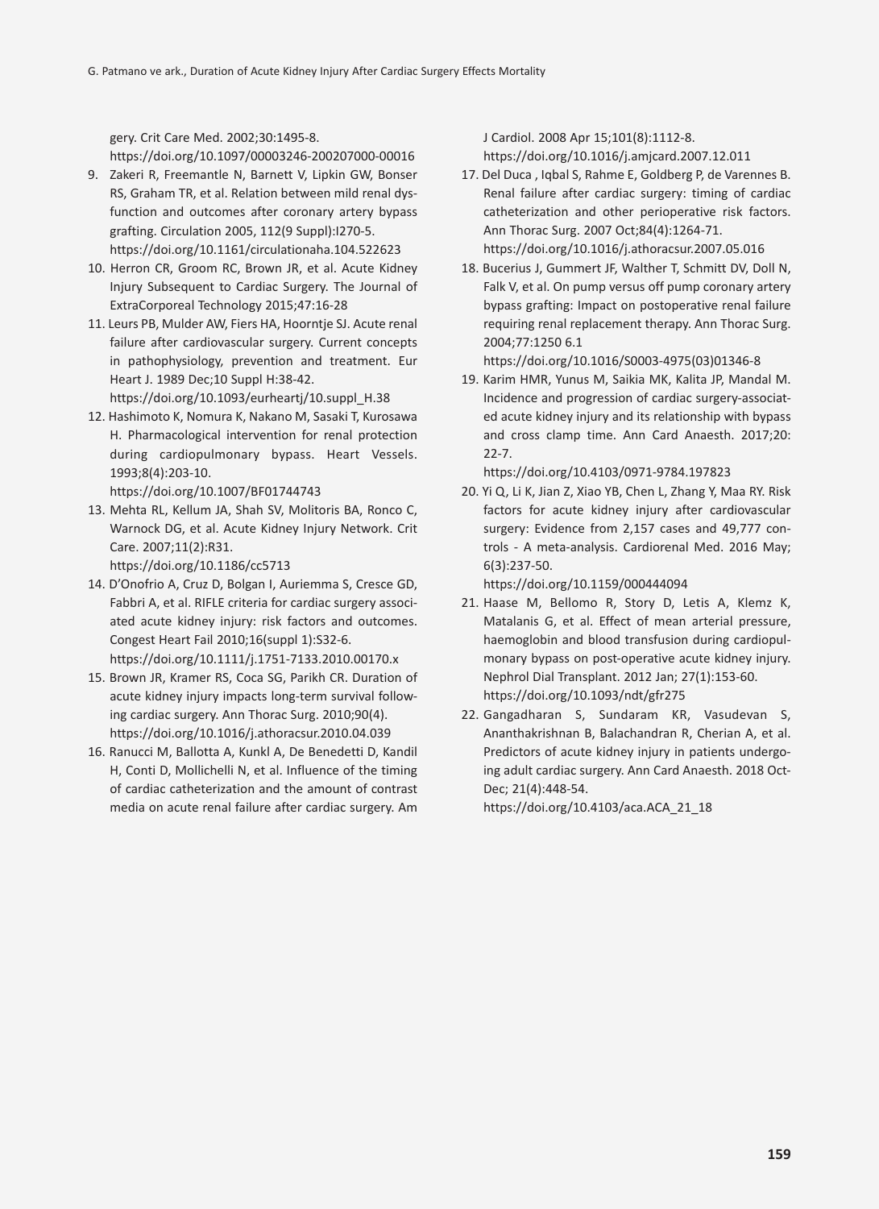gery. Crit Care Med. 2002;30:1495-8.
https://doi.org/10.1097/00003246-200207000-00016

9. Zakeri R, Freemantle N, Barnett V, Lipkin GW, Bonser RS, Graham TR, et al. Relation between mild renal dysfunction and outcomes after coronary artery bypass grafting. Circulation 2005, 112(9 Suppl):I270-5.
https://doi.org/10.1161/circulationaha.104.522623
10. Herron CR, Groom RC, Brown JR, et al. Acute Kidney Injury Subsequent to Cardiac Surgery. The Journal of ExtraCorporeal Technology 2015;47:16-28
11. Leurs PB, Mulder AW, Fiers HA, Hoorntje SJ. Acute renal failure after cardiovascular surgery. Current concepts in pathophysiology, prevention and treatment. Eur Heart J. 1989 Dec;10 Suppl H:38-42.
https://doi.org/10.1093/eurheartj/10.suppl_H.38
12. Hashimoto K, Nomura K, Nakano M, Sasaki T, Kurosawa H. Pharmacological intervention for renal protection during cardiopulmonary bypass. Heart Vessels. 1993;8(4):203-10.
https://doi.org/10.1007/BF01744743
13. Mehta RL, Kellum JA, Shah SV, Molitoris BA, Ronco C, Warnock DG, et al. Acute Kidney Injury Network. Crit Care. 2007;11(2):R31.
https://doi.org/10.1186/cc5713
14. D'Onofrio A, Cruz D, Bolgan I, Auriemma S, Cresce GD, Fabbri A, et al. RIFLE criteria for cardiac surgery associated acute kidney injury: risk factors and outcomes. Congest Heart Fail 2010;16(suppl 1):S32-6.
https://doi.org/10.1111/j.1751-7133.2010.00170.x
15. Brown JR, Kramer RS, Coca SG, Parikh CR. Duration of acute kidney injury impacts long-term survival following cardiac surgery. Ann Thorac Surg. 2010;90(4).
https://doi.org/10.1016/j.athoracsur.2010.04.039
16. Ranucci M, Ballotta A, Kunkl A, De Benedetti D, Kandil H, Conti D, Mollichelli N, et al. Influence of the timing of cardiac catheterization and the amount of contrast media on acute renal failure after cardiac surgery. Am J Cardiol. 2008 Apr 15;101(8):1112-8.
https://doi.org/10.1016/j.amjcard.2007.12.011
17. Del Duca , Iqbal S, Rahme E, Goldberg P, de Varennes B. Renal failure after cardiac surgery: timing of cardiac catheterization and other perioperative risk factors. Ann Thorac Surg. 2007 Oct;84(4):1264-71.
https://doi.org/10.1016/j.athoracsur.2007.05.016
18. Bucerius J, Gummert JF, Walther T, Schmitt DV, Doll N, Falk V, et al. On pump versus off pump coronary artery bypass grafting: Impact on postoperative renal failure requiring renal replacement therapy. Ann Thorac Surg. 2004;77:1250 6.1
https://doi.org/10.1016/S0003-4975(03)01346-8
19. Karim HMR, Yunus M, Saikia MK, Kalita JP, Mandal M. Incidence and progression of cardiac surgery-associated acute kidney injury and its relationship with bypass and cross clamp time. Ann Card Anaesth. 2017;20: 22-7.
https://doi.org/10.4103/0971-9784.197823
20. Yi Q, Li K, Jian Z, Xiao YB, Chen L, Zhang Y, Maa RY. Risk factors for acute kidney injury after cardiovascular surgery: Evidence from 2,157 cases and 49,777 controls - A meta-analysis. Cardiorenal Med. 2016 May; 6(3):237-50.
https://doi.org/10.1159/000444094
21. Haase M, Bellomo R, Story D, Letis A, Klemz K, Matalanis G, et al. Effect of mean arterial pressure, haemoglobin and blood transfusion during cardiopulmonary bypass on post-operative acute kidney injury. Nephrol Dial Transplant. 2012 Jan; 27(1):153-60.
https://doi.org/10.1093/ndt/gfr275
22. Gangadharan S, Sundaram KR, Vasudevan S, Ananthakrishnan B, Balachandran R, Cherian A, et al. Predictors of acute kidney injury in patients undergoing adult cardiac surgery. Ann Card Anaesth. 2018 Oct-Dec; 21(4):448-54.
https://doi.org/10.4103/aca.ACA_21_18